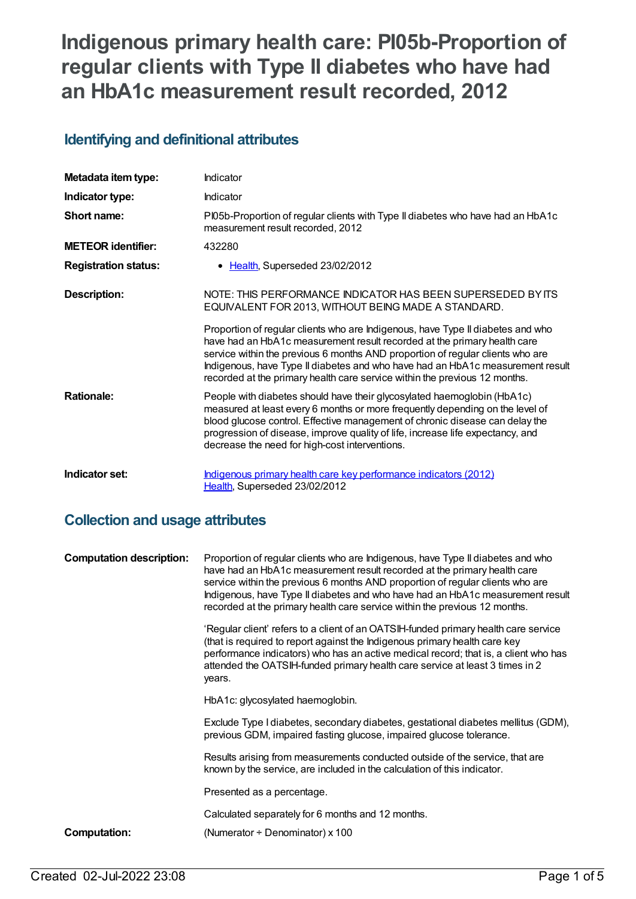# Indigenous primary health care: PI05b-Proportion of regular clients with Type II diabetes who have had an HbA1c measurement result recorded, 2012

## Identifying and definitional attributes

| | |
|---|---|
| **Metadata item type:** | Indicator |
| **Indicator type:** | Indicator |
| **Short name:** | PI05b-Proportion of regular clients with Type II diabetes who have had an HbA1c measurement result recorded, 2012 |
| **METEOR identifier:** | 432280 |
| **Registration status:** | • Health, Superseded 23/02/2012 |
| **Description:** | NOTE: THIS PERFORMANCE INDICATOR HAS BEEN SUPERSEDED BY ITS EQUIVALENT FOR 2013, WITHOUT BEING MADE A STANDARD.<br><br>Proportion of regular clients who are Indigenous, have Type II diabetes and who have had an HbA1c measurement result recorded at the primary health care service within the previous 6 months AND proportion of regular clients who are Indigenous, have Type II diabetes and who have had an HbA1c measurement result recorded at the primary health care service within the previous 12 months. |
| **Rationale:** | People with diabetes should have their glycosylated haemoglobin (HbA1c) measured at least every 6 months or more frequently depending on the level of blood glucose control. Effective management of chronic disease can delay the progression of disease, improve quality of life, increase life expectancy, and decrease the need for high-cost interventions. |
| **Indicator set:** | Indigenous primary health care key performance indicators (2012)<br>Health, Superseded 23/02/2012 |

## Collection and usage attributes

| | |
|---|---|
| **Computation description:** | Proportion of regular clients who are Indigenous, have Type II diabetes and who have had an HbA1c measurement result recorded at the primary health care service within the previous 6 months AND proportion of regular clients who are Indigenous, have Type II diabetes and who have had an HbA1c measurement result recorded at the primary health care service within the previous 12 months.<br><br>'Regular client' refers to a client of an OATSIH-funded primary health care service (that is required to report against the Indigenous primary health care key performance indicators) who has an active medical record; that is, a client who has attended the OATSIH-funded primary health care service at least 3 times in 2 years.<br><br>HbA1c: glycosylated haemoglobin.<br><br>Exclude Type I diabetes, secondary diabetes, gestational diabetes mellitus (GDM), previous GDM, impaired fasting glucose, impaired glucose tolerance.<br><br>Results arising from measurements conducted outside of the service, that are known by the service, are included in the calculation of this indicator.<br><br>Presented as a percentage.<br><br>Calculated separately for 6 months and 12 months. |
| **Computation:** | (Numerator ÷ Denominator) x 100 |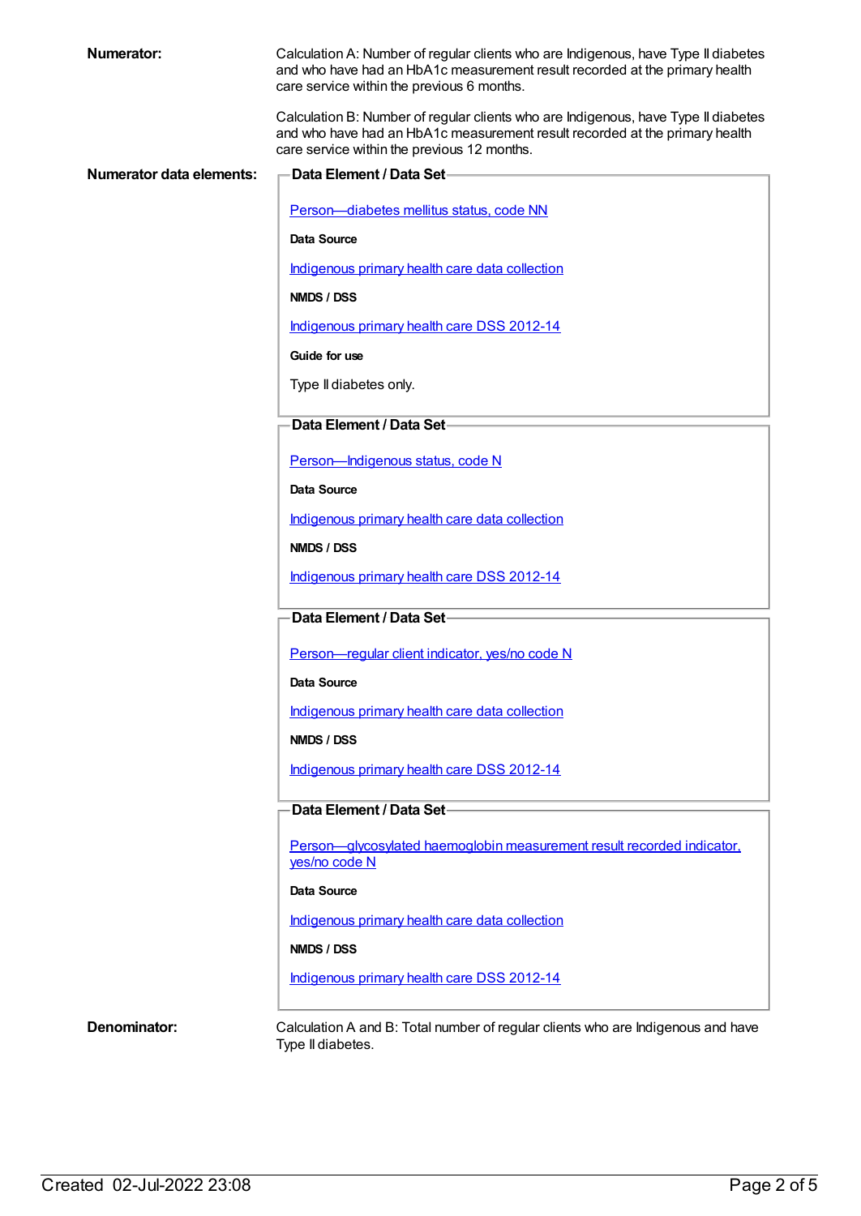**Numerator:**

Calculation A: Number of regular clients who are Indigenous, have Type II diabetes and who have had an HbA1c measurement result recorded at the primary health care service within the previous 6 months.

Calculation B: Number of regular clients who are Indigenous, have Type II diabetes and who have had an HbA1c measurement result recorded at the primary health care service within the previous 12 months.

**Numerator data elements:**

**Data Element / Data Set**

Person—diabetes mellitus status, code NN

**Data Source**

Indigenous primary health care data collection

**NMDS / DSS**

Indigenous primary health care DSS 2012-14

**Guide for use**

Type II diabetes only.

**Data Element / Data Set**

Person—Indigenous status, code N

**Data Source**

Indigenous primary health care data collection

**NMDS / DSS**

Indigenous primary health care DSS 2012-14

**Data Element / Data Set**

Person—regular client indicator, yes/no code N

**Data Source**

Indigenous primary health care data collection

**NMDS / DSS**

Indigenous primary health care DSS 2012-14

**Data Element / Data Set**

Person—glycosylated haemoglobin measurement result recorded indicator, yes/no code N

**Data Source**

Indigenous primary health care data collection

**NMDS / DSS**

Indigenous primary health care DSS 2012-14

**Denominator:**

Calculation A and B: Total number of regular clients who are Indigenous and have Type II diabetes.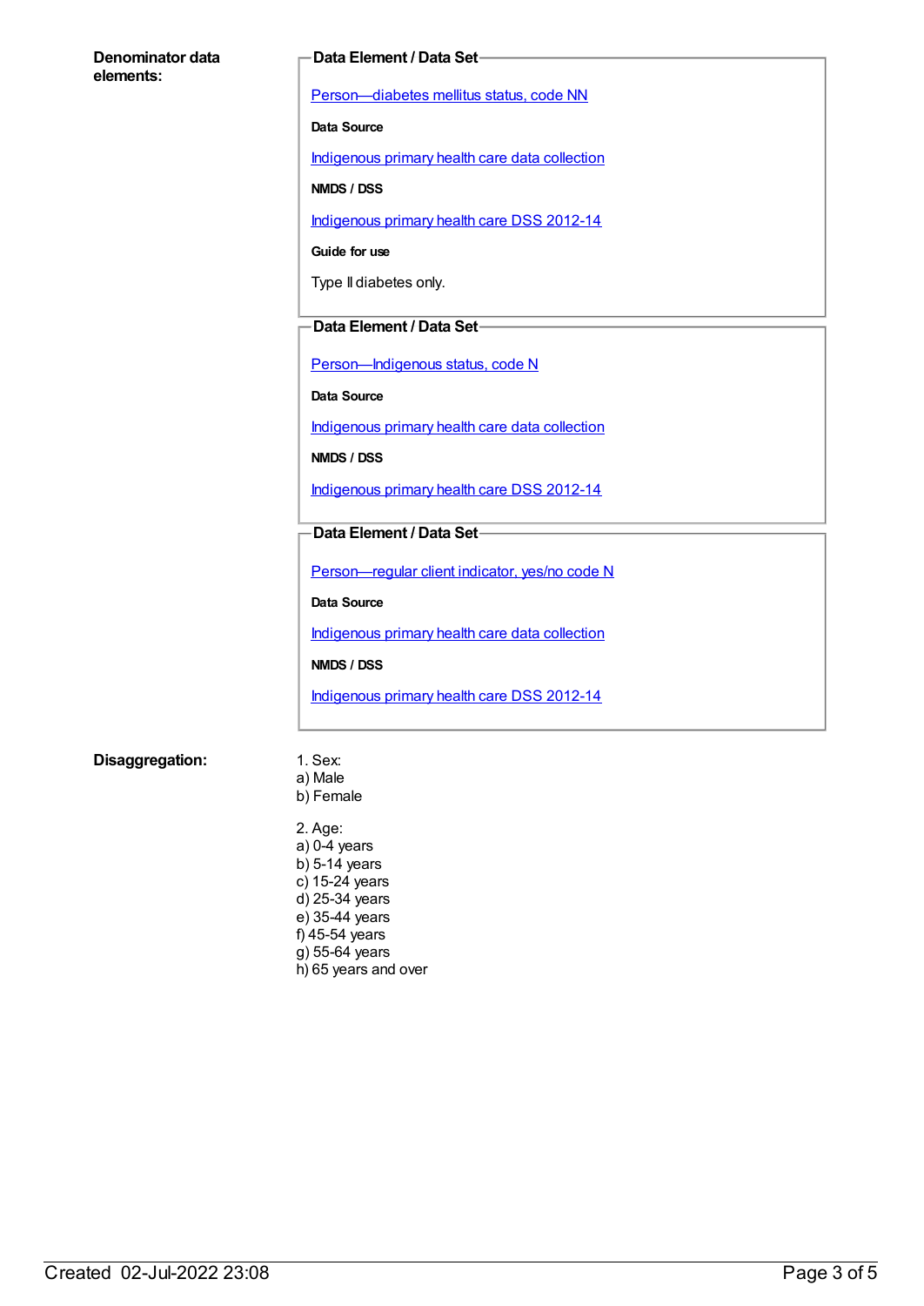**Denominator data elements:**

**Data Element / Data Set**

Person—diabetes mellitus status, code NN

**Data Source**

Indigenous primary health care data collection

**NMDS / DSS**

Indigenous primary health care DSS 2012-14

**Guide for use**

Type II diabetes only.

**Data Element / Data Set**

Person—Indigenous status, code N

**Data Source**

Indigenous primary health care data collection

**NMDS / DSS**

Indigenous primary health care DSS 2012-14

**Data Element / Data Set**

Person—regular client indicator, yes/no code N

**Data Source**

Indigenous primary health care data collection

**NMDS / DSS**

Indigenous primary health care DSS 2012-14

**Disaggregation:**

1. Sex:
a) Male
b) Female

2. Age:
a) 0-4 years
b) 5-14 years
c) 15-24 years
d) 25-34 years
e) 35-44 years
f) 45-54 years
g) 55-64 years
h) 65 years and over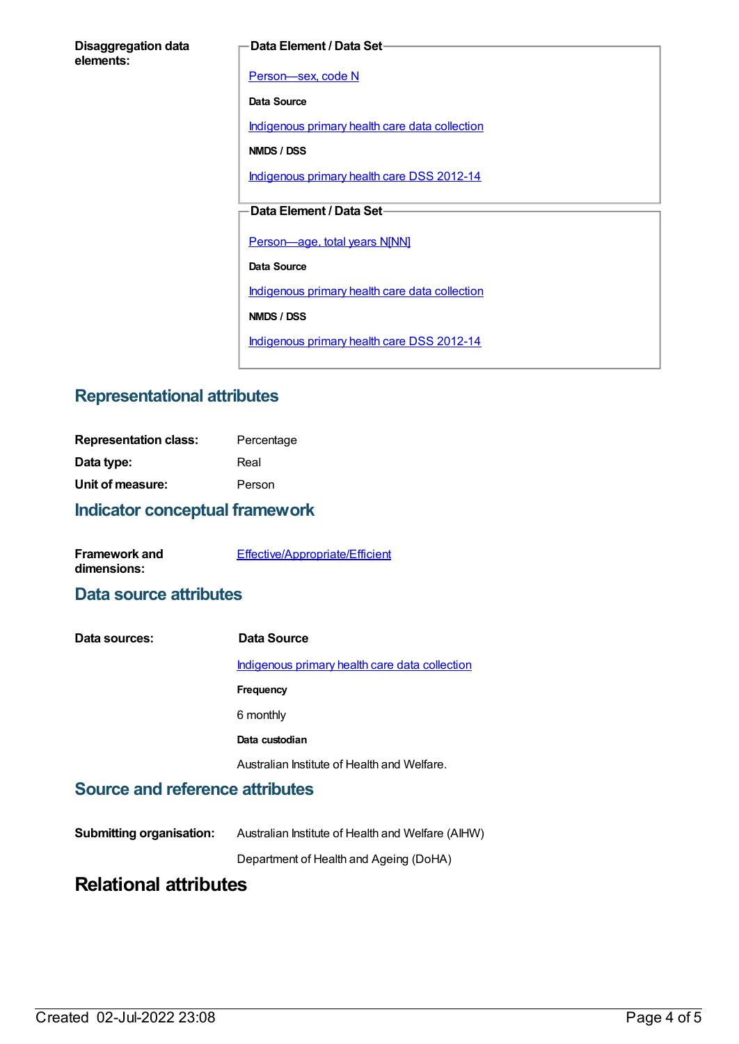**Disaggregation data elements:**

**Data Element / Data Set**

Person—sex, code N

**Data Source**

Indigenous primary health care data collection

**NMDS / DSS**

Indigenous primary health care DSS 2012-14

**Data Element / Data Set**

Person—age, total years N[NN]

**Data Source**

Indigenous primary health care data collection

**NMDS / DSS**

Indigenous primary health care DSS 2012-14

## Representational attributes

**Representation class:** Percentage

**Data type:** Real

**Unit of measure:** Person

## Indicator conceptual framework

**Framework and dimensions:** Effective/Appropriate/Efficient

## Data source attributes

**Data sources:**

**Data Source**

Indigenous primary health care data collection

**Frequency**

6 monthly

**Data custodian**

Australian Institute of Health and Welfare.

## Source and reference attributes

**Submitting organisation:** Australian Institute of Health and Welfare (AIHW)

Department of Health and Ageing (DoHA)

# Relational attributes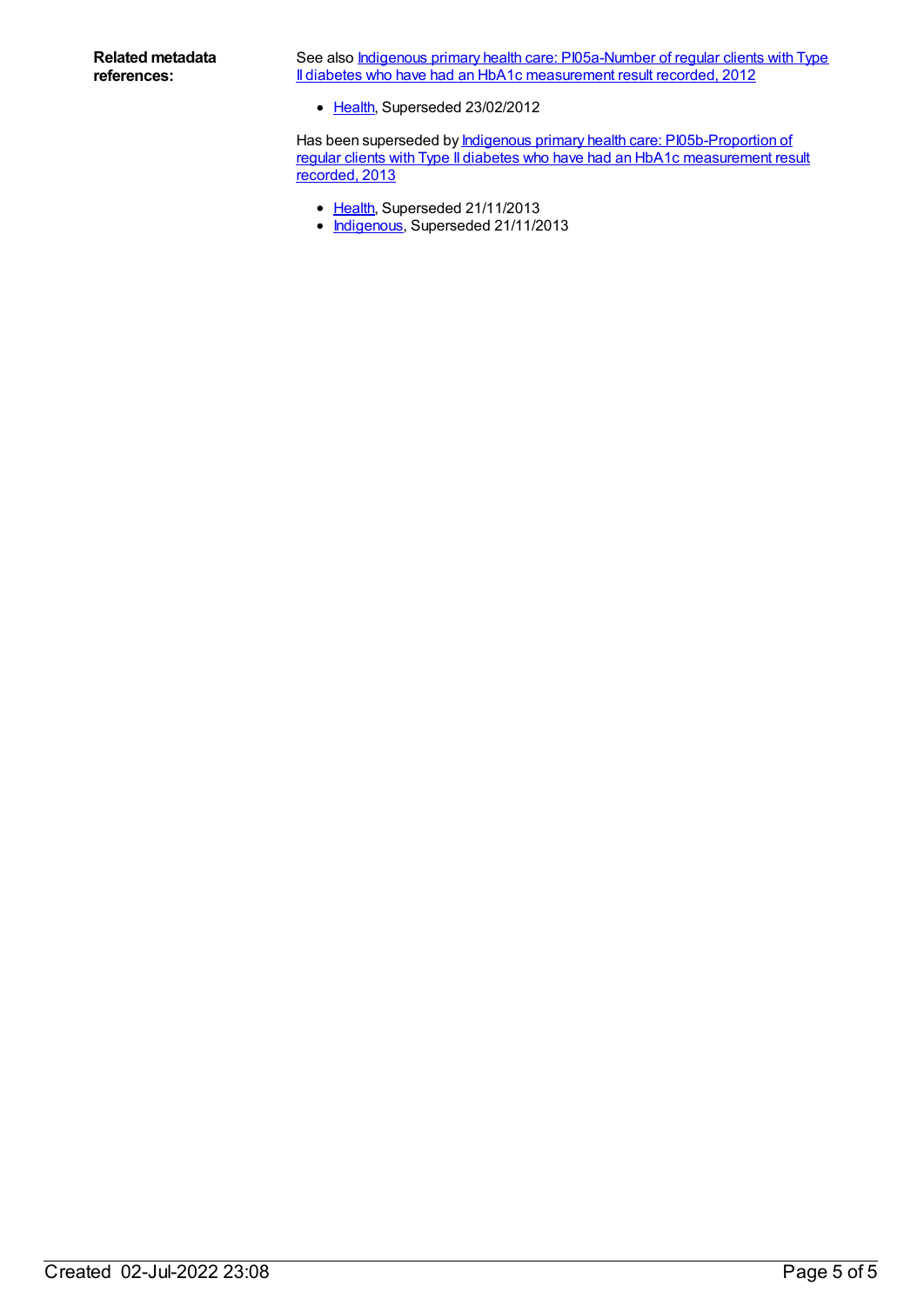**Related metadata references:**

See also Indigenous primary health care: PI05a-Number of regular clients with Type II diabetes who have had an HbA1c measurement result recorded, 2012

- Health, Superseded 23/02/2012

Has been superseded by Indigenous primary health care: PI05b-Proportion of regular clients with Type II diabetes who have had an HbA1c measurement result recorded, 2013

- Health, Superseded 21/11/2013
- Indigenous, Superseded 21/11/2013